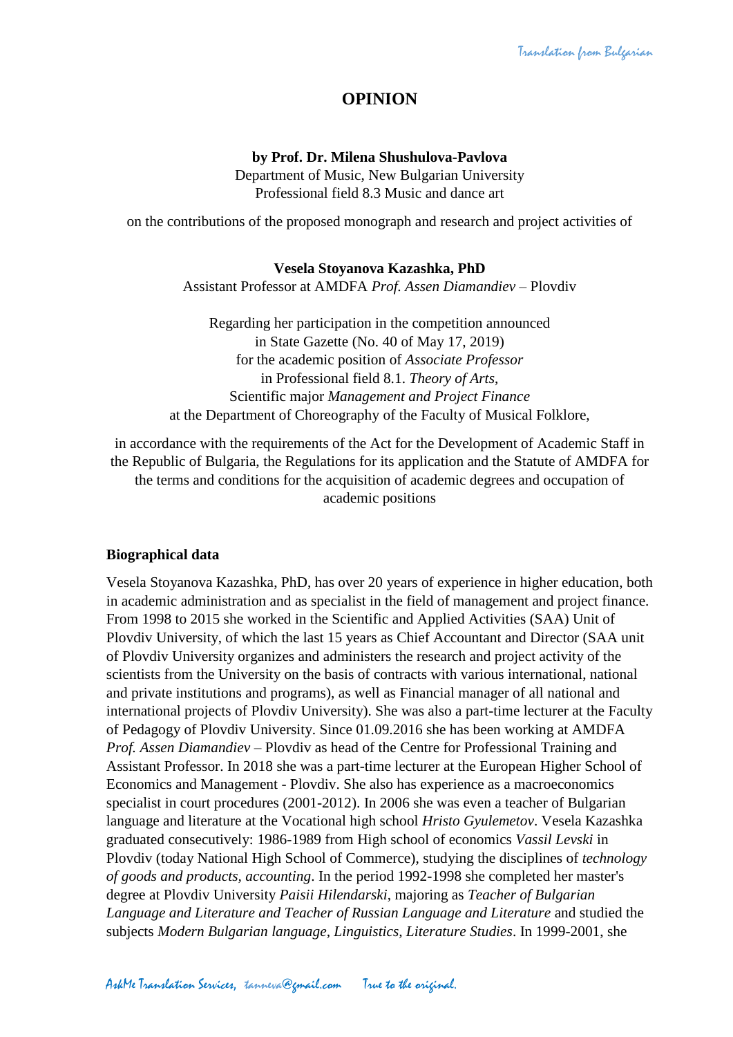# OPINION

**by Prof. Dr. Milena Shushulova-Pavlova**
Department of Music, New Bulgarian University
Professional field 8.3 Music and dance art

on the contributions of the proposed monograph and research and project activities of

**Vesela Stoyanova Kazashka, PhD**
Assistant Professor at AMDFA *Prof. Assen Diamandiev* – Plovdiv

Regarding her participation in the competition announced
in State Gazette (No. 40 of May 17, 2019)
for the academic position of *Associate Professor*
in Professional field 8.1. *Theory of Arts*,
Scientific major *Management and Project Finance*
at the Department of Choreography of the Faculty of Musical Folklore,

in accordance with the requirements of the Act for the Development of Academic Staff in the Republic of Bulgaria, the Regulations for its application and the Statute of AMDFA for the terms and conditions for the acquisition of academic degrees and occupation of academic positions

**Biographical data**

Vesela Stoyanova Kazashka, PhD, has over 20 years of experience in higher education, both in academic administration and as specialist in the field of management and project finance. From 1998 to 2015 she worked in the Scientific and Applied Activities (SAA) Unit of Plovdiv University, of which the last 15 years as Chief Accountant and Director (SAA unit of Plovdiv University organizes and administers the research and project activity of the scientists from the University on the basis of contracts with various international, national and private institutions and programs), as well as Financial manager of all national and international projects of Plovdiv University). She was also a part-time lecturer at the Faculty of Pedagogy of Plovdiv University. Since 01.09.2016 she has been working at AMDFA *Prof. Assen Diamandiev* – Plovdiv as head of the Centre for Professional Training and Assistant Professor. In 2018 she was a part-time lecturer at the European Higher School of Economics and Management - Plovdiv. She also has experience as a macroeconomics specialist in court procedures (2001-2012). In 2006 she was even a teacher of Bulgarian language and literature at the Vocational high school *Hristo Gyulemetov*. Vesela Kazashka graduated consecutively: 1986-1989 from High school of economics *Vassil Levski* in Plovdiv (today National High School of Commerce), studying the disciplines of *technology of goods and products*, *accounting*. In the period 1992-1998 she completed her master's degree at Plovdiv University *Paisii Hilendarski*, majoring as *Teacher of Bulgarian Language and Literature and Teacher of Russian Language and Literature* and studied the subjects *Modern Bulgarian language*, *Linguistics*, *Literature Studies*. In 1999-2001, she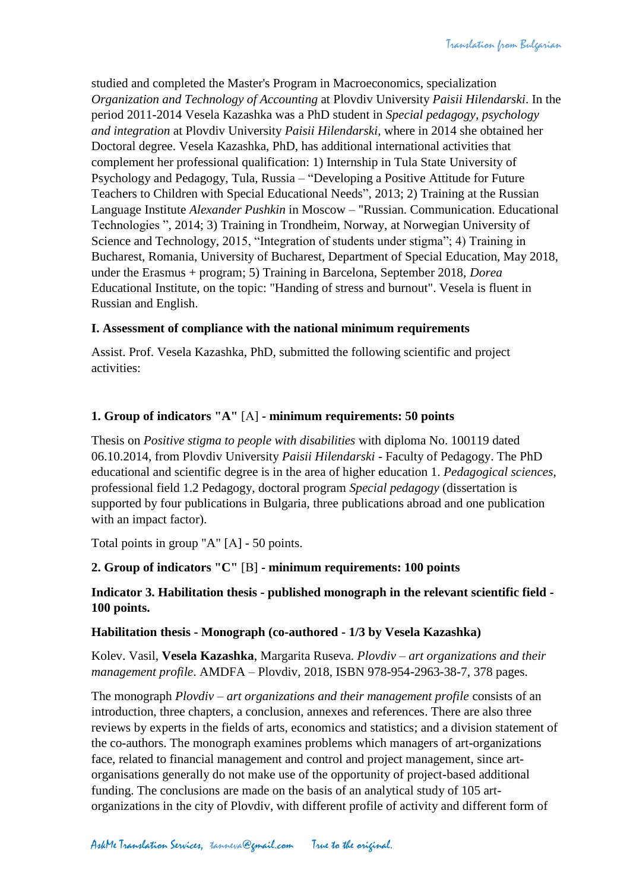studied and completed the Master's Program in Macroeconomics, specialization *Organization and Technology of Accounting* at Plovdiv University *Paisii Hilendarski*. In the period 2011-2014 Vesela Kazashka was a PhD student in *Special pedagogy, psychology and integration* at Plovdiv University *Paisii Hilendarski*, where in 2014 she obtained her Doctoral degree. Vesela Kazashka, PhD, has additional international activities that complement her professional qualification: 1) Internship in Tula State University of Psychology and Pedagogy, Tula, Russia – "Developing a Positive Attitude for Future Teachers to Children with Special Educational Needs", 2013; 2) Training at the Russian Language Institute *Alexander Pushkin* in Moscow – "Russian. Communication. Educational Technologies ", 2014; 3) Training in Trondheim, Norway, at Norwegian University of Science and Technology, 2015, "Integration of students under stigma"; 4) Training in Bucharest, Romania, University of Bucharest, Department of Special Education, May 2018, under the Erasmus + program; 5) Training in Barcelona, September 2018, *Dorea* Educational Institute, on the topic: "Handing of stress and burnout". Vesela is fluent in Russian and English.

**I. Assessment of compliance with the national minimum requirements**

Assist. Prof. Vesela Kazashka, PhD, submitted the following scientific and project activities:

**1. Group of indicators "A"** [A] **- minimum requirements: 50 points**

Thesis on *Positive stigma to people with disabilities* with diploma No. 100119 dated 06.10.2014, from Plovdiv University *Paisii Hilendarski* - Faculty of Pedagogy. The PhD educational and scientific degree is in the area of higher education 1. *Pedagogical sciences*, professional field 1.2 Pedagogy, doctoral program *Special pedagogy* (dissertation is supported by four publications in Bulgaria, three publications abroad and one publication with an impact factor).

Total points in group "A" [A] - 50 points.

**2. Group of indicators "C"** [B] **- minimum requirements: 100 points**

**Indicator 3. Habilitation thesis - published monograph in the relevant scientific field - 100 points.**

**Habilitation thesis - Monograph (co-authored - 1/3 by Vesela Kazashka)**

Kolev. Vasil, **Vesela Kazashka**, Margarita Ruseva. *Plovdiv – art organizations and their management profile*. AMDFA – Plovdiv, 2018, ISBN 978-954-2963-38-7, 378 pages.

The monograph *Plovdiv – art organizations and their management profile* consists of an introduction, three chapters, a conclusion, annexes and references. There are also three reviews by experts in the fields of arts, economics and statistics; and a division statement of the co-authors. The monograph examines problems which managers of art-organizations face, related to financial management and control and project management, since art-organisations generally do not make use of the opportunity of project-based additional funding. The conclusions are made on the basis of an analytical study of 105 art-organizations in the city of Plovdiv, with different profile of activity and different form of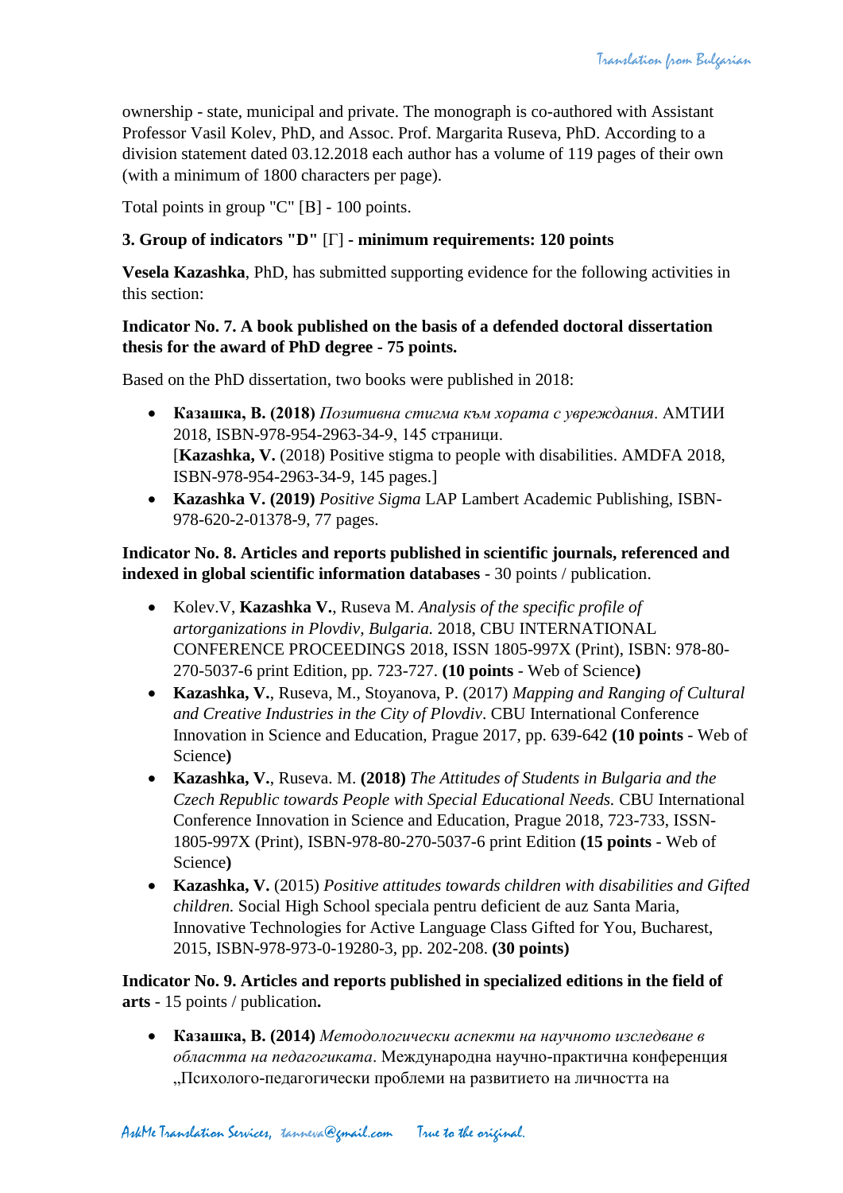ownership - state, municipal and private. The monograph is co-authored with Assistant Professor Vasil Kolev, PhD, and Assoc. Prof. Margarita Ruseva, PhD. According to a division statement dated 03.12.2018 each author has a volume of 119 pages of their own (with a minimum of 1800 characters per page).

Total points in group "C" [B] - 100 points.

**3. Group of indicators "D"** [Г] **- minimum requirements: 120 points**

**Vesela Kazashka**, PhD, has submitted supporting evidence for the following activities in this section:

**Indicator No. 7. A book published on the basis of a defended doctoral dissertation thesis for the award of PhD degree - 75 points.**

Based on the PhD dissertation, two books were published in 2018:

- **Казашка, В. (2018)** *Позитивна стигма към хората с увреждания*. АМТИИ 2018, ISBN-978-954-2963-34-9, 145 страници.
  [**Kazashka, V.** (2018) Positive stigma to people with disabilities. AMDFA 2018, ISBN-978-954-2963-34-9, 145 pages.]
- **Kazashka V. (2019)** *Positive Sigma* LAP Lambert Academic Publishing, ISBN-978-620-2-01378-9, 77 pages.

**Indicator No. 8. Articles and reports published in scientific journals, referenced and indexed in global scientific information databases** - 30 points / publication.

- Kolev.V, **Kazashka V.**, Ruseva M. *Analysis of the specific profile of artorganizations in Plovdiv, Bulgaria.* 2018, CBU INTERNATIONAL CONFERENCE PROCEEDINGS 2018, ISSN 1805-997X (Print), ISBN: 978-80-270-5037-6 print Edition, pp. 723-727. **(10 points** - Web of Science**)**
- **Kazashka, V.**, Ruseva, M., Stoyanova, P. (2017) *Mapping and Ranging of Cultural and Creative Industries in the City of Plovdiv*. CBU International Conference Innovation in Science and Education, Prague 2017, pp. 639-642 **(10 points** - Web of Science**)**
- **Kazashka, V.**, Ruseva. M. **(2018)** *The Attitudes of Students in Bulgaria and the Czech Republic towards People with Special Educational Needs.* CBU International Conference Innovation in Science and Education, Prague 2018, 723-733, ISSN-1805-997X (Print), ISBN-978-80-270-5037-6 print Edition **(15 points** - Web of Science**)**
- **Kazashka, V.** (2015) *Positive attitudes towards children with disabilities and Gifted children.* Social High School speciala pentru deficient de auz Santa Maria, Innovative Technologies for Active Language Class Gifted for You, Bucharest, 2015, ISBN-978-973-0-19280-3, pp. 202-208. **(30 points)**

**Indicator No. 9. Articles and reports published in specialized editions in the field of arts** - 15 points / publication**.**

- **Казашка, В. (2014)** *Методологически аспекти на научното изследване в областта на педагогиката*. Международна научно-практична конференция „Психолого-педагогически проблеми на развитието на личността на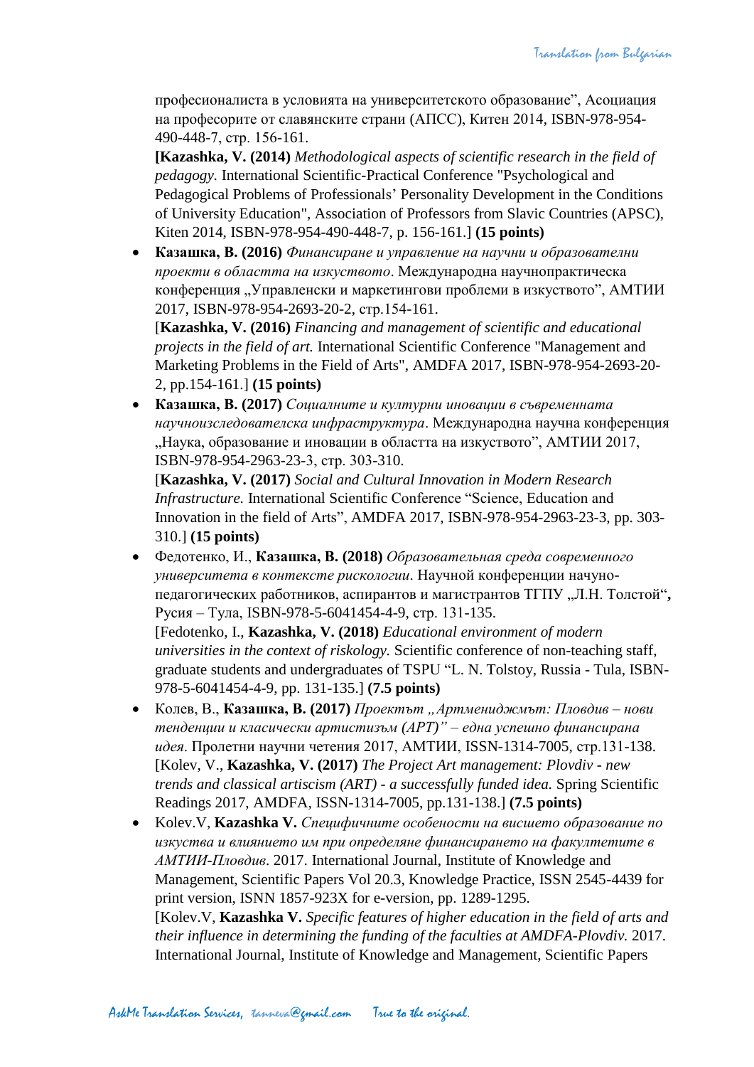професионалиста в условията на университетското образование", Асоциация на професорите от славянските страни (АПСС), Китен 2014, ISBN-978-954-490-448-7, стр. 156-161.
**[Kazashka, V. (2014)** *Methodological aspects of scientific research in the field of pedagogy.* International Scientific-Practical Conference "Psychological and Pedagogical Problems of Professionals' Personality Development in the Conditions of University Education", Association of Professors from Slavic Countries (APSC), Kiten 2014, ISBN-978-954-490-448-7, p. 156-161.] **(15 points)**

- **Казашка, В. (2016)** *Финансиране и управление на научни и образователни проекти в областта на изкуството*. Международна научнопрактическа конференция „Управленски и маркетингови проблеми в изкуството", АМТИИ 2017, ISBN-978-954-2693-20-2, стр.154-161.
  [**Kazashka, V. (2016)** *Financing and management of scientific and educational projects in the field of art.* International Scientific Conference "Management and Marketing Problems in the Field of Arts", AMDFA 2017, ISBN-978-954-2693-20-2, pp.154-161.] **(15 points)**
- **Казашка, В. (2017)** *Социалните и културни иновации в съвременната научноизследователска инфраструктура*. Международна научна конференция „Наука, образование и иновации в областта на изкуството", АМТИИ 2017, ISBN-978-954-2963-23-3, стр. 303-310.
  [**Kazashka, V. (2017)** *Social and Cultural Innovation in Modern Research Infrastructure.* International Scientific Conference "Science, Education and Innovation in the field of Arts", AMDFA 2017, ISBN-978-954-2963-23-3, pp. 303-310.] **(15 points)**
- Федотенко, И., **Казашка, В. (2018)** *Образовательная среда современного университета в контексте рискологии*. Научной конференции начуно-педагогических работников, аспирантов и магистрантов ТГПУ „Л.Н. Толстой"**,** Русия – Тула, ISBN-978-5-6041454-4-9, стр. 131-135.
  [Fedotenko, I., **Kazashka, V. (2018)** *Educational environment of modern universities in the context of riskology.* Scientific conference of non-teaching staff, graduate students and undergraduates of TSPU "L. N. Tolstoy, Russia - Tula, ISBN-978-5-6041454-4-9, pp. 131-135.] **(7.5 points)**
- Колев, В., **Казашка, В. (2017)** *Проектът „Артмениджмът: Пловдив – нови тенденции и класически артистизъм (АРТ)" – една успешно финансирана идея*. Пролетни научни четения 2017, АМТИИ, ISSN-1314-7005, стр.131-138.
  [Kolev, V., **Kazashka, V. (2017)** *The Project Art management: Plovdiv - new trends and classical artiscism (ART) - a successfully funded idea.* Spring Scientific Readings 2017, AMDFA, ISSN-1314-7005, pp.131-138.] **(7.5 points)**
- Kolev.V, **Kazashka V.** *Специфичните особености на висшето образование по изкуства и влиянието им при определяне финансирането на факултетите в АМТИИ-Пловдив*. 2017. International Journal, Institute of Knowledge and Management, Scientific Papers Vol 20.3, Knowledge Practice, ISSN 2545-4439 for print version, ISNN 1857-923X for e-version, pp. 1289-1295.
  [Kolev.V, **Kazashka V.** *Specific features of higher education in the field of arts and their influence in determining the funding of the faculties at AMDFA-Plovdiv.* 2017. International Journal, Institute of Knowledge and Management, Scientific Papers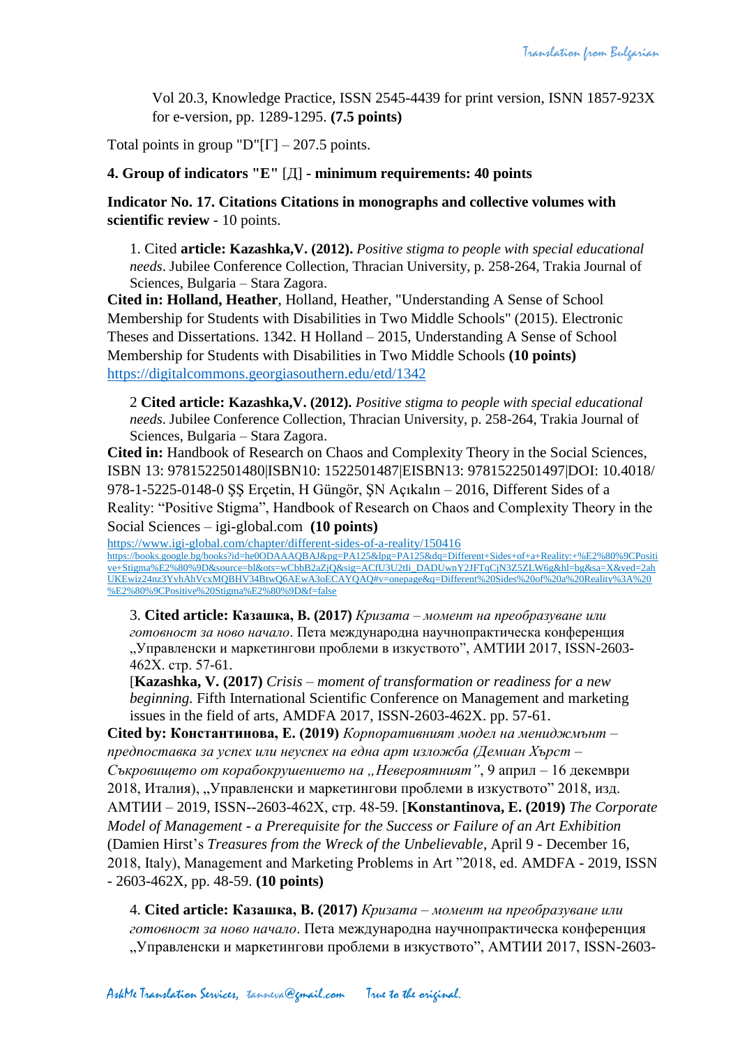Vol 20.3, Knowledge Practice, ISSN 2545-4439 for print version, ISNN 1857-923X for e-version, pp. 1289-1295. **(7.5 points)**

Total points in group "D"[Г] – 207.5 points.

**4. Group of indicators "E"** [Д] **- minimum requirements: 40 points**

**Indicator No. 17. Citations Citations in monographs and collective volumes with scientific review** - 10 points.

1. Cited **article: Kazashka,V. (2012).** *Positive stigma to people with special educational needs*. Jubilee Conference Collection, Thracian University, p. 258-264, Trakia Journal of Sciences, Bulgaria – Stara Zagora.

**Cited in: Holland, Heather**, Holland, Heather, "Understanding A Sense of School Membership for Students with Disabilities in Two Middle Schools" (2015). Electronic Theses and Dissertations. 1342. H Holland – 2015, Understanding A Sense of School Membership for Students with Disabilities in Two Middle Schools **(10 points)** https://digitalcommons.georgiasouthern.edu/etd/1342

2 **Cited article: Kazashka,V. (2012).** *Positive stigma to people with special educational needs*. Jubilee Conference Collection, Thracian University, p. 258-264, Trakia Journal of Sciences, Bulgaria – Stara Zagora.

**Cited in:** Handbook of Research on Chaos and Complexity Theory in the Social Sciences, ISBN 13: 9781522501480|ISBN10: 1522501487|EISBN13: 9781522501497|DOI: 10.4018/978-1-5225-0148-0 ŞŞ Erçetin, H Güngör, ŞN Açıkalın – 2016, Different Sides of a Reality: "Positive Stigma", Handbook of Research on Chaos and Complexity Theory in the Social Sciences – igi-global.com **(10 points)**
https://www.igi-global.com/chapter/different-sides-of-a-reality/150416
https://books.google.bg/books?id=he0ODAAAQBAJ&pg=PA125&lpg=PA125&dq=Different+Sides+of+a+Reality:+%E2%80%9CPositive+Stigma%E2%80%9D&source=bl&ots=wCbbB2aZjQ&sig=ACfU3U2tli_DADUwnY2JFTqCjN3Z5ZLW6g&hl=bg&sa=X&ved=2ahUKEwiz24nz3YvhAhVcxMQBHV34BtwQ6AEwA3oECAYQAQ#v=onepage&q=Different%20Sides%20of%20a%20Reality%3A%20%E2%80%9CPositive%20Stigma%E2%80%9D&f=false

3. **Cited article: Казашка, В. (2017)** *Кризата – момент на преобразуване или готовност за ново начало*. Пета международна научнопрактическа конференция „Управленски и маркетингови проблеми в изкуството", АМТИИ 2017, ISSN-2603-462X. стр. 57-61.
[**Kazashka, V. (2017)** *Crisis – moment of transformation or readiness for a new beginning*. Fifth International Scientific Conference on Management and marketing issues in the field of arts, AMDFA 2017, ISSN-2603-462X. pp. 57-61.

**Cited by: Константинова, Е. (2019)** *Корпоративният модел на мениджмънт – предпоставка за успех или неуспех на една арт изложба (Демиан Хърст – Съкровището от корабокрушението на „Невероятният"*, 9 април – 16 декември 2018, Италия), „Управленски и маркетингови проблеми в изкуството" 2018, изд. АМТИИ – 2019, ISSN--2603-462X, стр. 48-59. [**Konstantinova, E. (2019)** *The Corporate Model of Management - a Prerequisite for the Success or Failure of an Art Exhibition* (Damien Hirst's *Treasures from the Wreck of the Unbelievable*, April 9 - December 16, 2018, Italy), Management and Marketing Problems in Art "2018, ed. AMDFA - 2019, ISSN - 2603-462X, pp. 48-59. **(10 points)**

4. **Cited article: Казашка, В. (2017)** *Кризата – момент на преобразуване или готовност за ново начало*. Пета международна научнопрактическа конференция „Управленски и маркетингови проблеми в изкуството", АМТИИ 2017, ISSN-2603-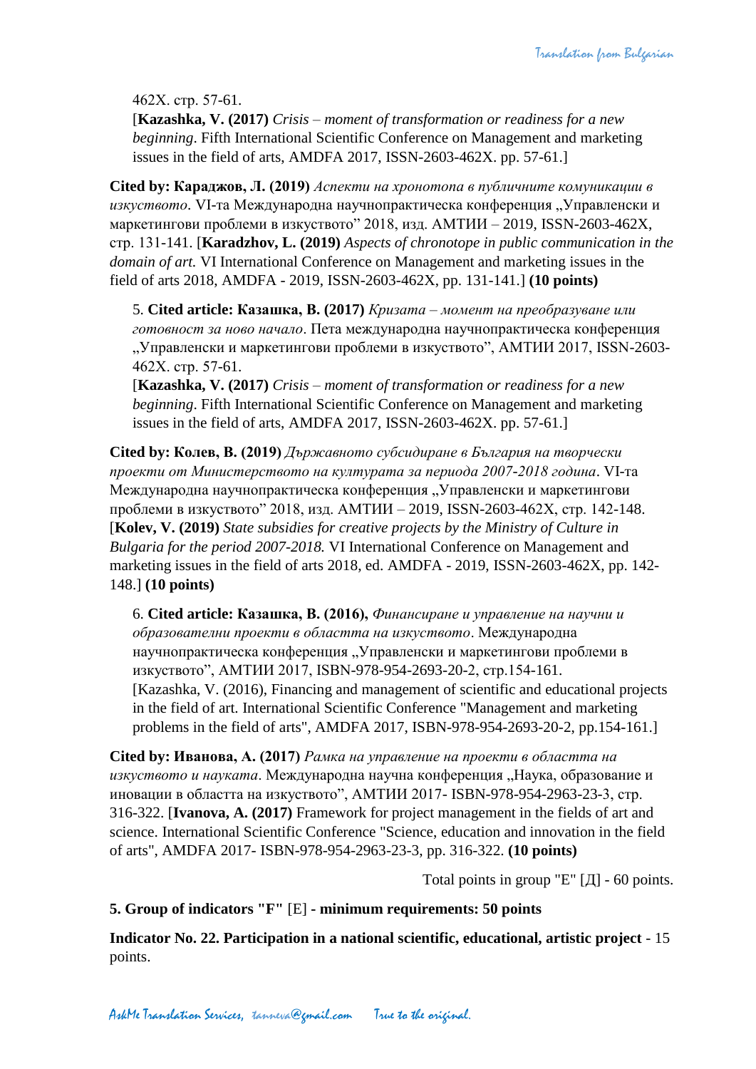462X. стр. 57-61.
[**Kazashka, V. (2017)** *Crisis – moment of transformation or readiness for a new beginning*. Fifth International Scientific Conference on Management and marketing issues in the field of arts, AMDFA 2017, ISSN-2603-462X. pp. 57-61.]

**Cited by: Караджов, Л. (2019)** *Аспекти на хронотопа в публичните комуникации в изкуството*. VI-та Международна научнопрактическа конференция „Управленски и маркетингови проблеми в изкуството" 2018, изд. АМТИИ – 2019, ISSN-2603-462X, стр. 131-141. [**Karadzhov, L. (2019)** *Aspects of chronotope in public communication in the domain of art.* VI International Conference on Management and marketing issues in the field of arts 2018, AMDFA - 2019, ISSN-2603-462X, pp. 131-141.] **(10 points)**

5. **Cited article: Казашка, В. (2017)** *Кризата – момент на преобразуване или готовност за ново начало*. Пета международна научнопрактическа конференция „Управленски и маркетингови проблеми в изкуството", АМТИИ 2017, ISSN-2603-462X. стр. 57-61.
[**Kazashka, V. (2017)** *Crisis – moment of transformation or readiness for a new beginning*. Fifth International Scientific Conference on Management and marketing issues in the field of arts, AMDFA 2017, ISSN-2603-462X. pp. 57-61.]

**Cited by: Колев, В. (2019)** *Държавното субсидиране в България на творчески проекти от Министерството на културата за периода 2007-2018 година*. VI-та Международна научнопрактическа конференция „Управленски и маркетингови проблеми в изкуството" 2018, изд. АМТИИ – 2019, ISSN-2603-462X, стр. 142-148. [**Kolev, V. (2019)** *State subsidies for creative projects by the Ministry of Culture in Bulgaria for the period 2007-2018.* VI International Conference on Management and marketing issues in the field of arts 2018, ed. AMDFA - 2019, ISSN-2603-462X, pp. 142-148.] **(10 points)**

6. **Cited article: Казашка, В. (2016),** *Финансиране и управление на научни и образователни проекти в областта на изкуството*. Международна научнопрактическа конференция „Управленски и маркетингови проблеми в изкуството", АМТИИ 2017, ISBN-978-954-2693-20-2, стр.154-161.
[Kazashka, V. (2016), Financing and management of scientific and educational projects in the field of art. International Scientific Conference "Management and marketing problems in the field of arts", AMDFA 2017, ISBN-978-954-2693-20-2, pp.154-161.]

**Cited by: Иванова, А. (2017)** *Рамка на управление на проекти в областта на изкуството и науката*. Международна научна конференция „Наука, образование и иновации в областта на изкуството", АМТИИ 2017- ISBN-978-954-2963-23-3, стр. 316-322. [**Ivanova, A. (2017)** Framework for project management in the fields of art and science. International Scientific Conference "Science, education and innovation in the field of arts", AMDFA 2017- ISBN-978-954-2963-23-3, pp. 316-322. **(10 points)**

Total points in group "E" [Д] - 60 points.

**5. Group of indicators "F"** [Е] **- minimum requirements: 50 points**

**Indicator No. 22. Participation in a national scientific, educational, artistic project** - 15 points.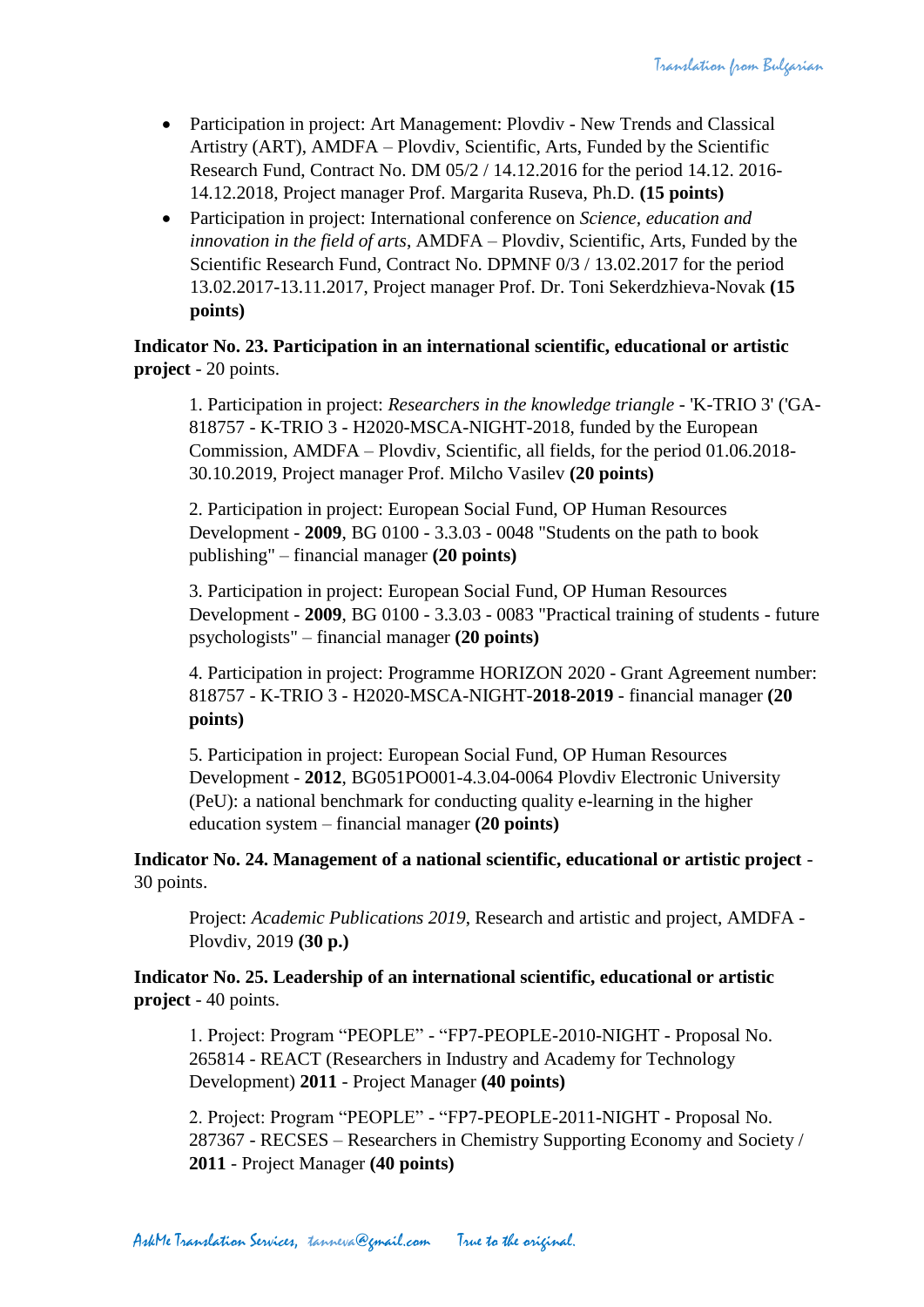- Participation in project: Art Management: Plovdiv - New Trends and Classical Artistry (ART), AMDFA – Plovdiv, Scientific, Arts, Funded by the Scientific Research Fund, Contract No. DM 05/2 / 14.12.2016 for the period 14.12. 2016-14.12.2018, Project manager Prof. Margarita Ruseva, Ph.D. **(15 points)**
- Participation in project: International conference on *Science, education and innovation in the field of arts*, AMDFA – Plovdiv, Scientific, Arts, Funded by the Scientific Research Fund, Contract No. DPMNF 0/3 / 13.02.2017 for the period 13.02.2017-13.11.2017, Project manager Prof. Dr. Toni Sekerdzhieva-Novak **(15 points)**

**Indicator No. 23. Participation in an international scientific, educational or artistic project** - 20 points.

1. Participation in project: *Researchers in the knowledge triangle* - 'K-TRIO 3' ('GA-818757 - K-TRIO 3 - H2020-MSCA-NIGHT-2018, funded by the European Commission, AMDFA – Plovdiv, Scientific, all fields, for the period 01.06.2018-30.10.2019, Project manager Prof. Milcho Vasilev **(20 points)**

2. Participation in project: European Social Fund, OP Human Resources Development - **2009**, BG 0100 - 3.3.03 - 0048 "Students on the path to book publishing" – financial manager **(20 points)**

3. Participation in project: European Social Fund, OP Human Resources Development - **2009**, BG 0100 - 3.3.03 - 0083 "Practical training of students - future psychologists" – financial manager **(20 points)**

4. Participation in project: Programme HORIZON 2020 - Grant Agreement number: 818757 - K-TRIO 3 - H2020-MSCA-NIGHT-**2018-2019** - financial manager **(20 points)**

5. Participation in project: European Social Fund, OP Human Resources Development - **2012**, BG051PO001-4.3.04-0064 Plovdiv Electronic University (PeU): a national benchmark for conducting quality e-learning in the higher education system – financial manager **(20 points)**

**Indicator No. 24. Management of a national scientific, educational or artistic project** - 30 points.

Project: *Academic Publications 2019*, Research and artistic and project, AMDFA - Plovdiv, 2019 **(30 p.)**

**Indicator No. 25. Leadership of an international scientific, educational or artistic project** - 40 points.

1. Project: Program "PEOPLE" - "FP7-PEOPLE-2010-NIGHT - Proposal No. 265814 - REACT (Researchers in Industry and Academy for Technology Development) **2011** - Project Manager **(40 points)**

2. Project: Program "PEOPLE" - "FP7-PEOPLE-2011-NIGHT - Proposal No. 287367 - RECSES – Researchers in Chemistry Supporting Economy and Society / **2011** - Project Manager **(40 points)**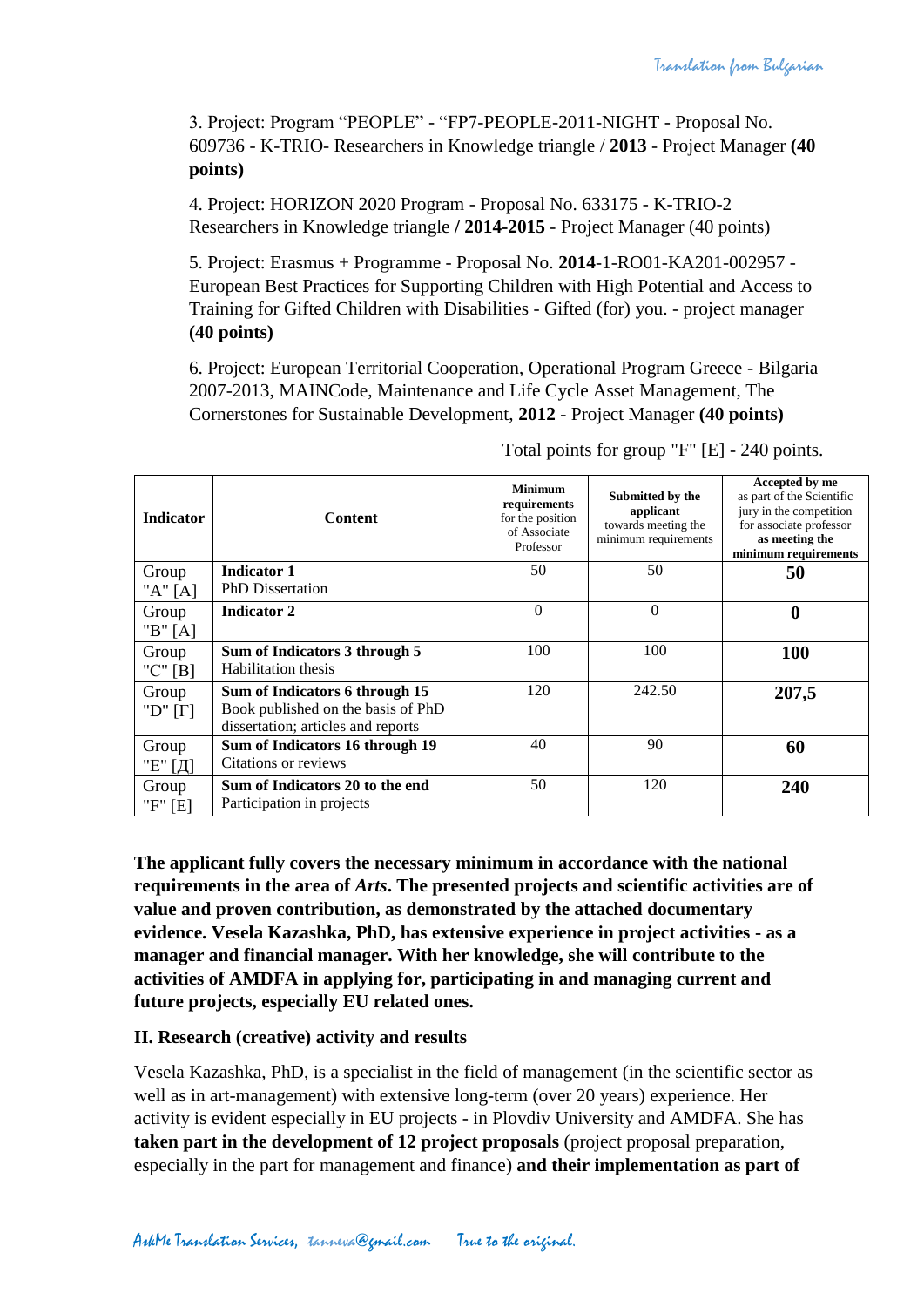3. Project: Program “PEOPLE” - “FP7-PEOPLE-2011-NIGHT - Proposal No. 609736 - K-TRIO- Researchers in Knowledge triangle / **2013** - Project Manager **(40 points)**

4. Project: HORIZON 2020 Program - Proposal No. 633175 - K-TRIO-2 Researchers in Knowledge triangle **/ 2014-2015** - Project Manager (40 points)

5. Project: Erasmus + Programme - Proposal No. **2014**-1-RO01-KA201-002957 - European Best Practices for Supporting Children with High Potential and Access to Training for Gifted Children with Disabilities - Gifted (for) you. - project manager **(40 points)**

6. Project: European Territorial Cooperation, Operational Program Greece - Bilgaria 2007-2013, MAINCode, Maintenance and Life Cycle Asset Management, The Cornerstones for Sustainable Development, **2012** - Project Manager **(40 points)**

Total points for group "F" [E] - 240 points.

| **Indicator** | **Content** | **Minimum requirements** for the position of Associate Professor | **Submitted by the applicant** towards meeting the minimum requirements | **Accepted by me** as part of the Scientific jury in the competition for associate professor **as meeting the minimum requirements** |
|---|---|---|---|---|
| Group "A" [A] | **Indicator 1** PhD Dissertation | 50 | 50 | **50** |
| Group "B" [A] | **Indicator 2** | 0 | 0 | **0** |
| Group "C" [B] | **Sum of Indicators 3 through 5** Habilitation thesis | 100 | 100 | **100** |
| Group "D" [Г] | **Sum of Indicators 6 through 15** Book published on the basis of PhD dissertation; articles and reports | 120 | 242.50 | **207,5** |
| Group "E" [Д] | **Sum of Indicators 16 through 19** Citations or reviews | 40 | 90 | **60** |
| Group "F" [E] | **Sum of Indicators 20 to the end** Participation in projects | 50 | 120 | **240** |

**The applicant fully covers the necessary minimum in accordance with the national requirements in the area of *Arts*. The presented projects and scientific activities are of value and proven contribution, as demonstrated by the attached documentary evidence. Vesela Kazashka, PhD, has extensive experience in project activities - as a manager and financial manager. With her knowledge, she will contribute to the activities of AMDFA in applying for, participating in and managing current and future projects, especially EU related ones.**

**II. Research (creative) activity and results**

Vesela Kazashka, PhD, is a specialist in the field of management (in the scientific sector as well as in art-management) with extensive long-term (over 20 years) experience. Her activity is evident especially in EU projects - in Plovdiv University and AMDFA. She has **taken part in the development of 12 project proposals** (project proposal preparation, especially in the part for management and finance) **and their implementation as part of**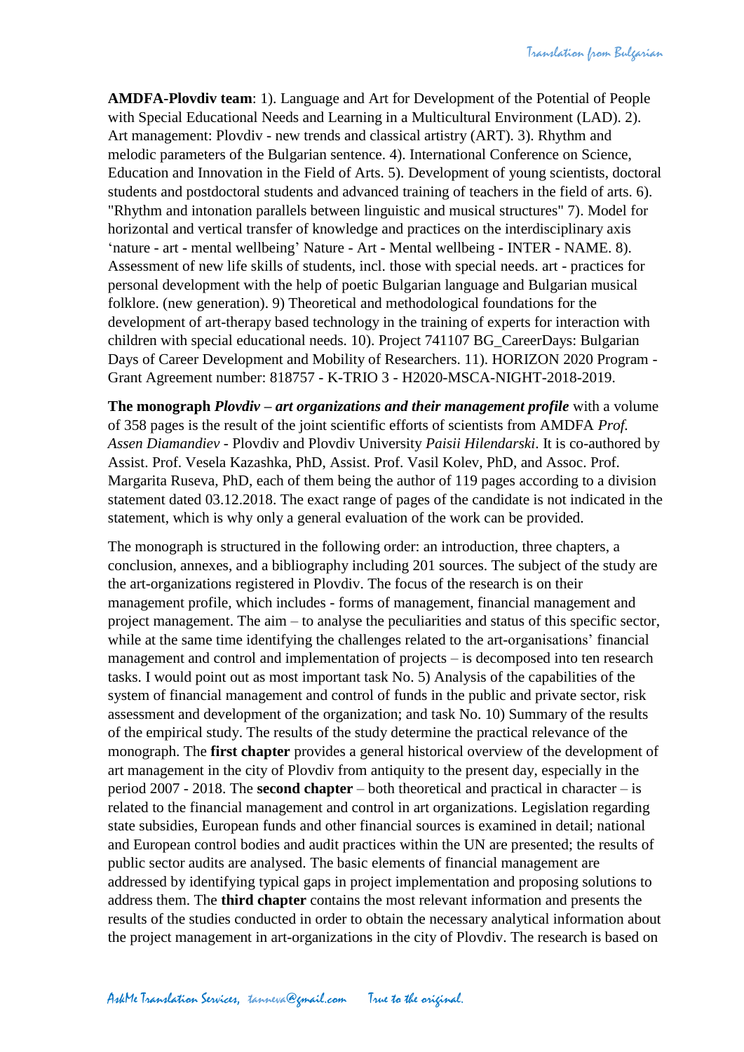**AMDFA-Plovdiv team**: 1). Language and Art for Development of the Potential of People with Special Educational Needs and Learning in a Multicultural Environment (LAD). 2). Art management: Plovdiv - new trends and classical artistry (ART). 3). Rhythm and melodic parameters of the Bulgarian sentence. 4). International Conference on Science, Education and Innovation in the Field of Arts. 5). Development of young scientists, doctoral students and postdoctoral students and advanced training of teachers in the field of arts. 6). "Rhythm and intonation parallels between linguistic and musical structures" 7). Model for horizontal and vertical transfer of knowledge and practices on the interdisciplinary axis 'nature - art - mental wellbeing' Nature - Art - Mental wellbeing - INTER - NAME. 8). Assessment of new life skills of students, incl. those with special needs. art - practices for personal development with the help of poetic Bulgarian language and Bulgarian musical folklore. (new generation). 9) Theoretical and methodological foundations for the development of art-therapy based technology in the training of experts for interaction with children with special educational needs. 10). Project 741107 BG_CareerDays: Bulgarian Days of Career Development and Mobility of Researchers. 11). HORIZON 2020 Program - Grant Agreement number: 818757 - K-TRIO 3 - H2020-MSCA-NIGHT-2018-2019.

**The monograph *Plovdiv – art organizations and their management profile*** with a volume of 358 pages is the result of the joint scientific efforts of scientists from AMDFA *Prof. Assen Diamandiev* - Plovdiv and Plovdiv University *Paisii Hilendarski*. It is co-authored by Assist. Prof. Vesela Kazashka, PhD, Assist. Prof. Vasil Kolev, PhD, and Assoc. Prof. Margarita Ruseva, PhD, each of them being the author of 119 pages according to a division statement dated 03.12.2018. The exact range of pages of the candidate is not indicated in the statement, which is why only a general evaluation of the work can be provided.

The monograph is structured in the following order: an introduction, three chapters, a conclusion, annexes, and a bibliography including 201 sources. The subject of the study are the art-organizations registered in Plovdiv. The focus of the research is on their management profile, which includes - forms of management, financial management and project management. The aim – to analyse the peculiarities and status of this specific sector, while at the same time identifying the challenges related to the art-organisations' financial management and control and implementation of projects – is decomposed into ten research tasks. I would point out as most important task No. 5) Analysis of the capabilities of the system of financial management and control of funds in the public and private sector, risk assessment and development of the organization; and task No. 10) Summary of the results of the empirical study. The results of the study determine the practical relevance of the monograph. The **first chapter** provides a general historical overview of the development of art management in the city of Plovdiv from antiquity to the present day, especially in the period 2007 - 2018. The **second chapter** – both theoretical and practical in character – is related to the financial management and control in art organizations. Legislation regarding state subsidies, European funds and other financial sources is examined in detail; national and European control bodies and audit practices within the UN are presented; the results of public sector audits are analysed. The basic elements of financial management are addressed by identifying typical gaps in project implementation and proposing solutions to address them. The **third chapter** contains the most relevant information and presents the results of the studies conducted in order to obtain the necessary analytical information about the project management in art-organizations in the city of Plovdiv. The research is based on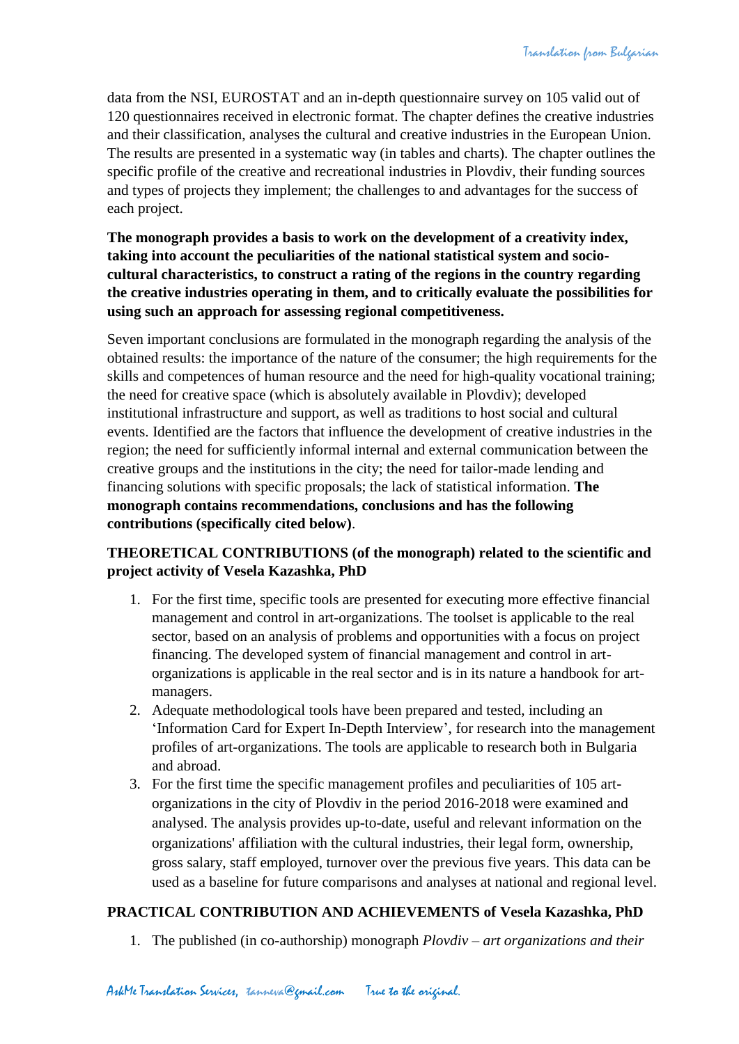data from the NSI, EUROSTAT and an in-depth questionnaire survey on 105 valid out of 120 questionnaires received in electronic format. The chapter defines the creative industries and their classification, analyses the cultural and creative industries in the European Union. The results are presented in a systematic way (in tables and charts). The chapter outlines the specific profile of the creative and recreational industries in Plovdiv, their funding sources and types of projects they implement; the challenges to and advantages for the success of each project.

**The monograph provides a basis to work on the development of a creativity index, taking into account the peculiarities of the national statistical system and socio-cultural characteristics, to construct a rating of the regions in the country regarding the creative industries operating in them, and to critically evaluate the possibilities for using such an approach for assessing regional competitiveness.**

Seven important conclusions are formulated in the monograph regarding the analysis of the obtained results: the importance of the nature of the consumer; the high requirements for the skills and competences of human resource and the need for high-quality vocational training; the need for creative space (which is absolutely available in Plovdiv); developed institutional infrastructure and support, as well as traditions to host social and cultural events. Identified are the factors that influence the development of creative industries in the region; the need for sufficiently informal internal and external communication between the creative groups and the institutions in the city; the need for tailor-made lending and financing solutions with specific proposals; the lack of statistical information. **The monograph contains recommendations, conclusions and has the following contributions (specifically cited below)**.

**THEORETICAL CONTRIBUTIONS (of the monograph) related to the scientific and project activity of Vesela Kazashka, PhD**

1. For the first time, specific tools are presented for executing more effective financial management and control in art-organizations. The toolset is applicable to the real sector, based on an analysis of problems and opportunities with a focus on project financing. The developed system of financial management and control in art-organizations is applicable in the real sector and is in its nature a handbook for art-managers.
2. Adequate methodological tools have been prepared and tested, including an ‘Information Card for Expert In-Depth Interview’, for research into the management profiles of art-organizations. The tools are applicable to research both in Bulgaria and abroad.
3. For the first time the specific management profiles and peculiarities of 105 art-organizations in the city of Plovdiv in the period 2016-2018 were examined and analysed. The analysis provides up-to-date, useful and relevant information on the organizations' affiliation with the cultural industries, their legal form, ownership, gross salary, staff employed, turnover over the previous five years. This data can be used as a baseline for future comparisons and analyses at national and regional level.

**PRACTICAL CONTRIBUTION AND ACHIEVEMENTS of Vesela Kazashka, PhD**

1. The published (in co-authorship) monograph *Plovdiv – art organizations and their*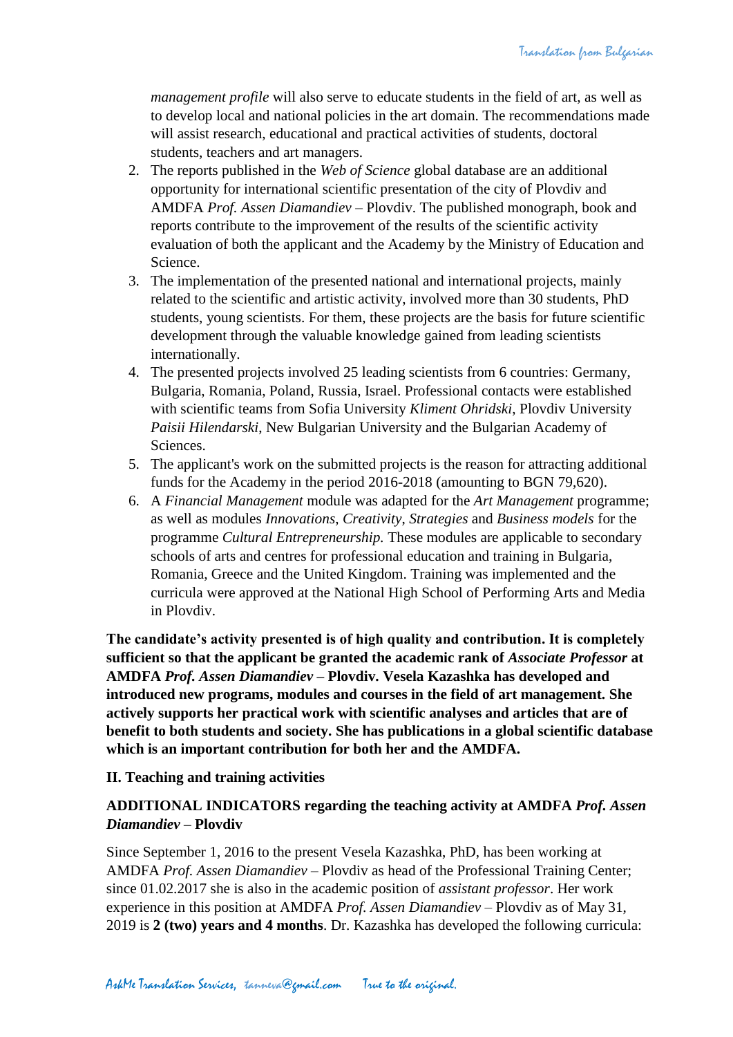*management profile* will also serve to educate students in the field of art, as well as to develop local and national policies in the art domain. The recommendations made will assist research, educational and practical activities of students, doctoral students, teachers and art managers.

2. The reports published in the *Web of Science* global database are an additional opportunity for international scientific presentation of the city of Plovdiv and AMDFA *Prof. Assen Diamandiev* – Plovdiv. The published monograph, book and reports contribute to the improvement of the results of the scientific activity evaluation of both the applicant and the Academy by the Ministry of Education and Science.
3. The implementation of the presented national and international projects, mainly related to the scientific and artistic activity, involved more than 30 students, PhD students, young scientists. For them, these projects are the basis for future scientific development through the valuable knowledge gained from leading scientists internationally.
4. The presented projects involved 25 leading scientists from 6 countries: Germany, Bulgaria, Romania, Poland, Russia, Israel. Professional contacts were established with scientific teams from Sofia University *Kliment Ohridski*, Plovdiv University *Paisii Hilendarski*, New Bulgarian University and the Bulgarian Academy of Sciences.
5. The applicant's work on the submitted projects is the reason for attracting additional funds for the Academy in the period 2016-2018 (amounting to BGN 79,620).
6. A *Financial Management* module was adapted for the *Art Management* programme; as well as modules *Innovations*, *Creativity*, *Strategies* and *Business models* for the programme *Cultural Entrepreneurship.* These modules are applicable to secondary schools of arts and centres for professional education and training in Bulgaria, Romania, Greece and the United Kingdom. Training was implemented and the curricula were approved at the National High School of Performing Arts and Media in Plovdiv.

**The candidate's activity presented is of high quality and contribution. It is completely sufficient so that the applicant be granted the academic rank of *Associate Professor* at AMDFA *Prof. Assen Diamandiev* – Plovdiv. Vesela Kazashka has developed and introduced new programs, modules and courses in the field of art management. She actively supports her practical work with scientific analyses and articles that are of benefit to both students and society. She has publications in a global scientific database which is an important contribution for both her and the AMDFA.**

## II. Teaching and training activities

### ADDITIONAL INDICATORS regarding the teaching activity at AMDFA *Prof. Assen Diamandiev* – Plovdiv

Since September 1, 2016 to the present Vesela Kazashka, PhD, has been working at AMDFA *Prof. Assen Diamandiev* – Plovdiv as head of the Professional Training Center; since 01.02.2017 she is also in the academic position of *assistant professor*. Her work experience in this position at AMDFA *Prof. Assen Diamandiev* – Plovdiv as of May 31, 2019 is **2 (two) years and 4 months**. Dr. Kazashka has developed the following curricula: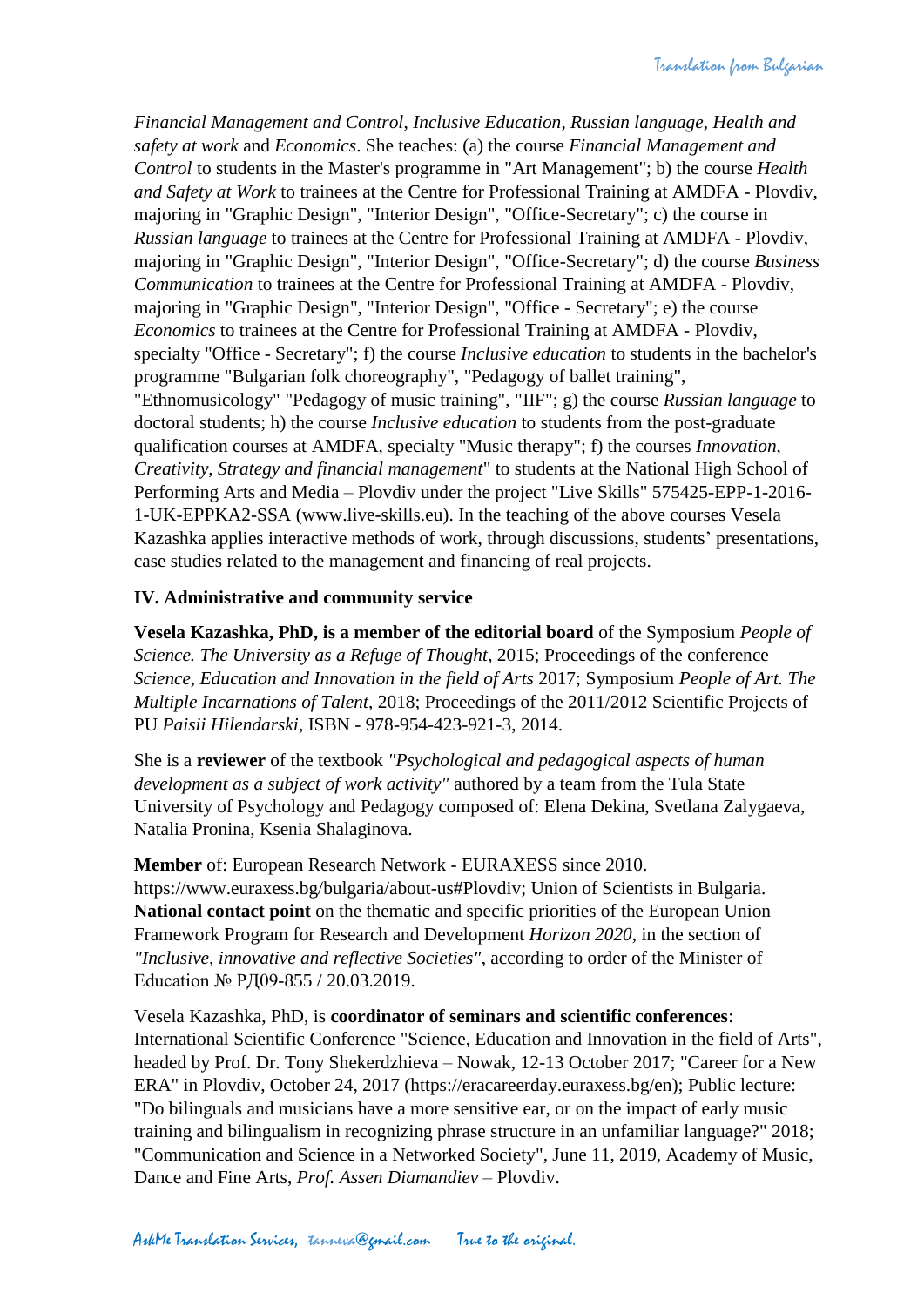*Financial Management and Control*, *Inclusive Education*, *Russian language*, *Health and safety at work* and *Economics*. She teaches: (a) the course *Financial Management and Control* to students in the Master's programme in "Art Management"; b) the course *Health and Safety at Work* to trainees at the Centre for Professional Training at AMDFA - Plovdiv, majoring in "Graphic Design", "Interior Design", "Office-Secretary"; c) the course in *Russian language* to trainees at the Centre for Professional Training at AMDFA - Plovdiv, majoring in "Graphic Design", "Interior Design", "Office-Secretary"; d) the course *Business Communication* to trainees at the Centre for Professional Training at AMDFA - Plovdiv, majoring in "Graphic Design", "Interior Design", "Office - Secretary"; e) the course *Economics* to trainees at the Centre for Professional Training at AMDFA - Plovdiv, specialty "Office - Secretary"; f) the course *Inclusive education* to students in the bachelor's programme "Bulgarian folk choreography", "Pedagogy of ballet training", "Ethnomusicology" "Pedagogy of music training", "IIF"; g) the course *Russian language* to doctoral students; h) the course *Inclusive education* to students from the post-graduate qualification courses at AMDFA, specialty "Music therapy"; f) the courses *Innovation*, *Creativity*, *Strategy and financial management*" to students at the National High School of Performing Arts and Media – Plovdiv under the project "Live Skills" 575425-EPP-1-2016-1-UK-EPPKA2-SSA (www.live-skills.eu). In the teaching of the above courses Vesela Kazashka applies interactive methods of work, through discussions, students' presentations, case studies related to the management and financing of real projects.

### IV. Administrative and community service

**Vesela Kazashka, PhD, is a member of the editorial board** of the Symposium *People of Science. The University as a Refuge of Thought*, 2015; Proceedings of the conference *Science, Education and Innovation in the field of Arts* 2017; Symposium *People of Art. The Multiple Incarnations of Talent*, 2018; Proceedings of the 2011/2012 Scientific Projects of PU *Paisii Hilendarski*, ISBN - 978-954-423-921-3, 2014.

She is a **reviewer** of the textbook *"Psychological and pedagogical aspects of human development as a subject of work activity"* authored by a team from the Tula State University of Psychology and Pedagogy composed of: Elena Dekina, Svetlana Zalygaeva, Natalia Pronina, Ksenia Shalaginova.

**Member** of: European Research Network - EURAXESS since 2010. https://www.euraxess.bg/bulgaria/about-us#Plovdiv; Union of Scientists in Bulgaria. **National contact point** on the thematic and specific priorities of the European Union Framework Program for Research and Development *Horizon 2020*, in the section of *"Inclusive, innovative and reflective Societies"*, according to order of the Minister of Education № РД09-855 / 20.03.2019.

Vesela Kazashka, PhD, is **coordinator of seminars and scientific conferences**: International Scientific Conference "Science, Education and Innovation in the field of Arts", headed by Prof. Dr. Tony Shekerdzhieva – Nowak, 12-13 October 2017; "Career for a New ERA" in Plovdiv, October 24, 2017 (https://eracareerday.euraxess.bg/en); Public lecture: "Do bilinguals and musicians have a more sensitive ear, or on the impact of early music training and bilingualism in recognizing phrase structure in an unfamiliar language?" 2018; "Communication and Science in a Networked Society", June 11, 2019, Academy of Music, Dance and Fine Arts, *Prof. Assen Diamandiev* – Plovdiv.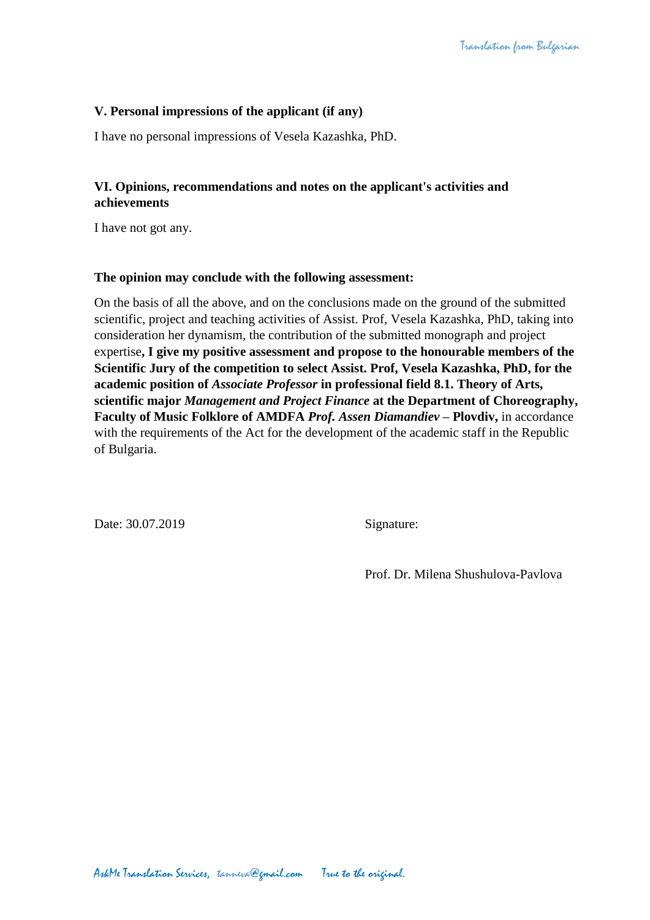### V. Personal impressions of the applicant (if any)

I have no personal impressions of Vesela Kazashka, PhD.

### VI. Opinions, recommendations and notes on the applicant's activities and achievements

I have not got any.

**The opinion may conclude with the following assessment:**

On the basis of all the above, and on the conclusions made on the ground of the submitted scientific, project and teaching activities of Assist. Prof, Vesela Kazashka, PhD, taking into consideration her dynamism, the contribution of the submitted monograph and project expertise**, I give my positive assessment and propose to the honourable members of the Scientific Jury of the competition to select Assist. Prof, Vesela Kazashka, PhD, for the academic position of *Associate Professor* in professional field 8.1. Theory of Arts, scientific major *Management and Project Finance* at the Department of Choreography, Faculty of Music Folklore of AMDFA *Prof. Assen Diamandiev* – Plovdiv,** in accordance with the requirements of the Act for the development of the academic staff in the Republic of Bulgaria.

Date: 30.07.2019

Signature:

Prof. Dr. Milena Shushulova-Pavlova